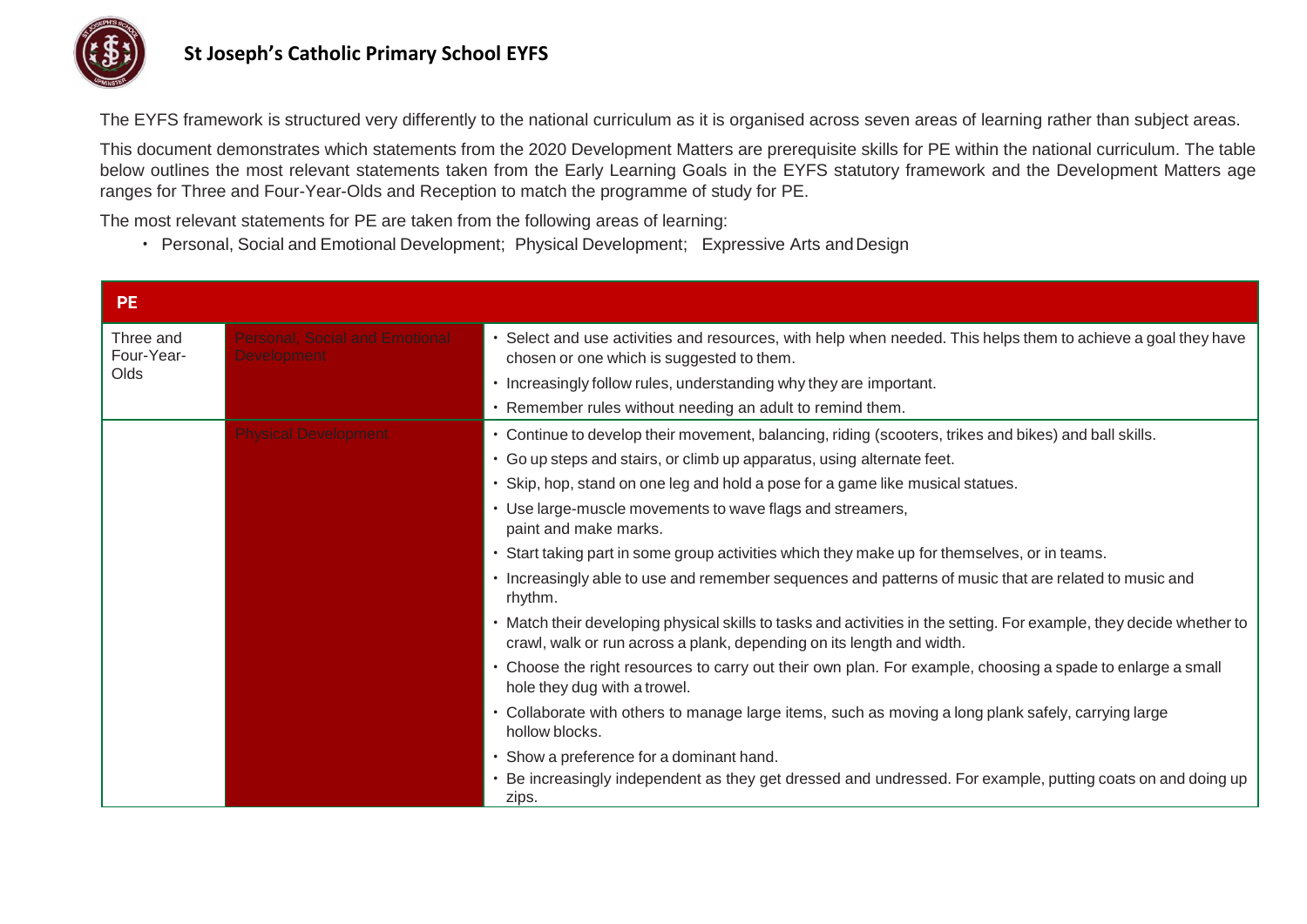## St Joseph's Catholic Primary School EYFS

The EYFS framework is structured very differently to the national curriculum as it is organised across seven areas of learning rather than subject areas.

This document demonstrates which statements from the 2020 Development Matters are prerequisite skills for PE within the national curriculum. The table below outlines the most relevant statements taken from the Early Learning Goals in the EYFS statutory framework and the Development Matters age ranges for Three and Four-Year-Olds and Reception to match the programme of study for PE.

The most relevant statements for PE are taken from the following areas of learning:

- Personal, Social and Emotional Development; Physical Development; Expressive Arts and Design

| PE | | |
|---|---|---|
| Three and Four-Year-Olds | Personal, Social and Emotional Development | • Select and use activities and resources, with help when needed. This helps them to achieve a goal they have chosen or one which is suggested to them.<br>• Increasingly follow rules, understanding why they are important.<br>• Remember rules without needing an adult to remind them. |
| | Physical Development | • Continue to develop their movement, balancing, riding (scooters, trikes and bikes) and ball skills.<br>• Go up steps and stairs, or climb up apparatus, using alternate feet.<br>• Skip, hop, stand on one leg and hold a pose for a game like musical statues.<br>• Use large-muscle movements to wave flags and streamers, paint and make marks.<br>• Start taking part in some group activities which they make up for themselves, or in teams.<br>• Increasingly able to use and remember sequences and patterns of music that are related to music and rhythm.<br>• Match their developing physical skills to tasks and activities in the setting. For example, they decide whether to crawl, walk or run across a plank, depending on its length and width.<br>• Choose the right resources to carry out their own plan. For example, choosing a spade to enlarge a small hole they dug with a trowel.<br>• Collaborate with others to manage large items, such as moving a long plank safely, carrying large hollow blocks.<br>• Show a preference for a dominant hand.<br>• Be increasingly independent as they get dressed and undressed. For example, putting coats on and doing up zips. |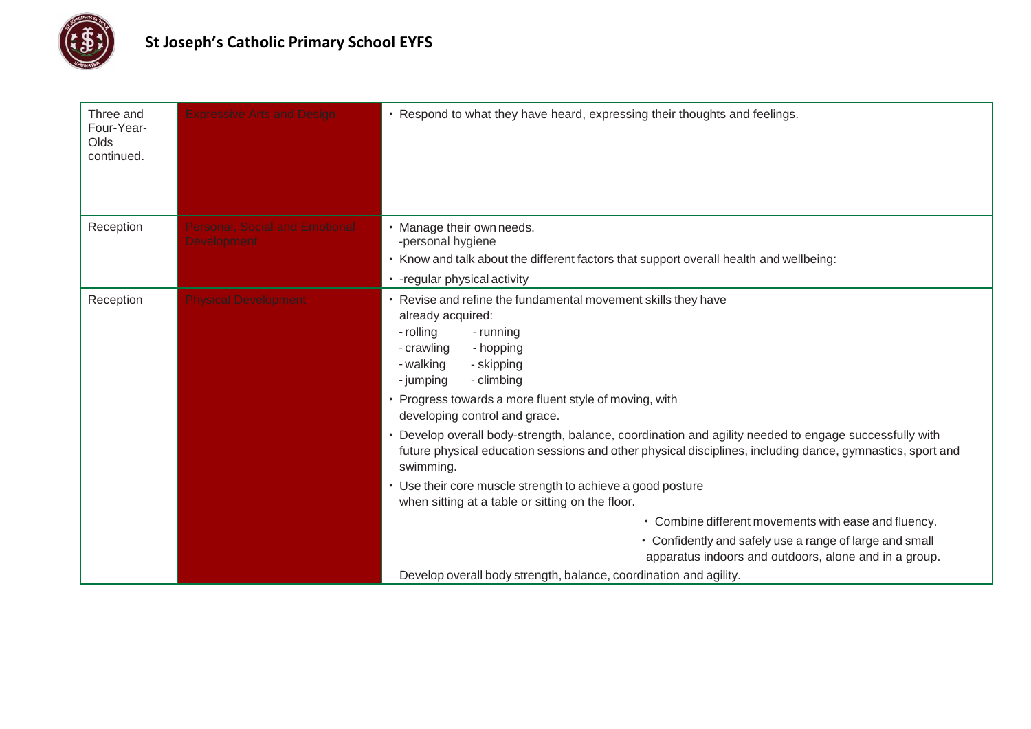# St Joseph's Catholic Primary School EYFS

| | | |
|---|---|---|
| Three and Four-Year-Olds continued. | Expressive Arts and Design | • Respond to what they have heard, expressing their thoughts and feelings. |
| Reception | Personal, Social and Emotional Development | • Manage their own needs.<br>-personal hygiene<br>• Know and talk about the different factors that support overall health and wellbeing:<br>• -regular physical activity |
| Reception | Physical Development | • Revise and refine the fundamental movement skills they have already acquired:<br>- rolling - running<br>- crawling - hopping<br>- walking - skipping<br>- jumping - climbing<br>• Progress towards a more fluent style of moving, with developing control and grace.<br>• Develop overall body-strength, balance, coordination and agility needed to engage successfully with future physical education sessions and other physical disciplines, including dance, gymnastics, sport and swimming.<br>• Use their core muscle strength to achieve a good posture when sitting at a table or sitting on the floor.<br>• Combine different movements with ease and fluency.<br>• Confidently and safely use a range of large and small apparatus indoors and outdoors, alone and in a group.<br>Develop overall body strength, balance, coordination and agility. |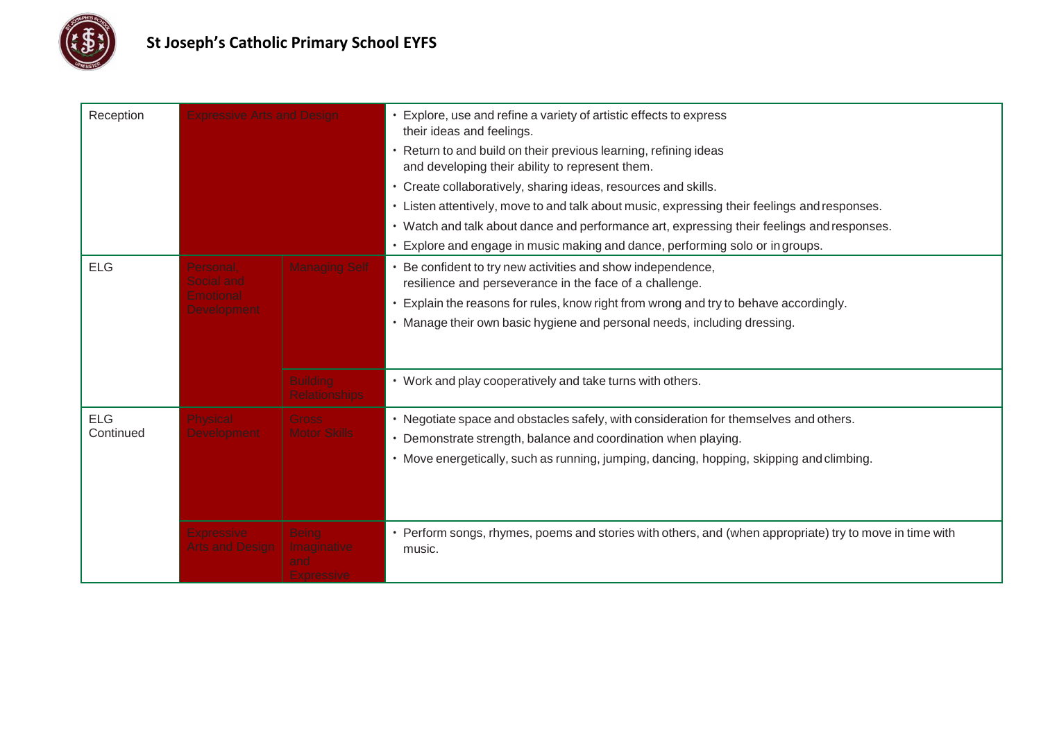## St Joseph's Catholic Primary School EYFS

| | | | |
|---|---|---|---|
| Reception | Expressive Arts and Design | | • Explore, use and refine a variety of artistic effects to express their ideas and feelings.<br>• Return to and build on their previous learning, refining ideas and developing their ability to represent them.<br>• Create collaboratively, sharing ideas, resources and skills.<br>• Listen attentively, move to and talk about music, expressing their feelings and responses.<br>• Watch and talk about dance and performance art, expressing their feelings and responses.<br>• Explore and engage in music making and dance, performing solo or in groups. |
| ELG | Personal, Social and Emotional Development | Managing Self | • Be confident to try new activities and show independence, resilience and perseverance in the face of a challenge.<br>• Explain the reasons for rules, know right from wrong and try to behave accordingly.<br>• Manage their own basic hygiene and personal needs, including dressing. |
| | | Building Relationships | • Work and play cooperatively and take turns with others. |
| ELG Continued | Physical Development | Gross Motor Skills | • Negotiate space and obstacles safely, with consideration for themselves and others.<br>• Demonstrate strength, balance and coordination when playing.<br>• Move energetically, such as running, jumping, dancing, hopping, skipping and climbing. |
| | Expressive Arts and Design | Being Imaginative and Expressive | • Perform songs, rhymes, poems and stories with others, and (when appropriate) try to move in time with music. |